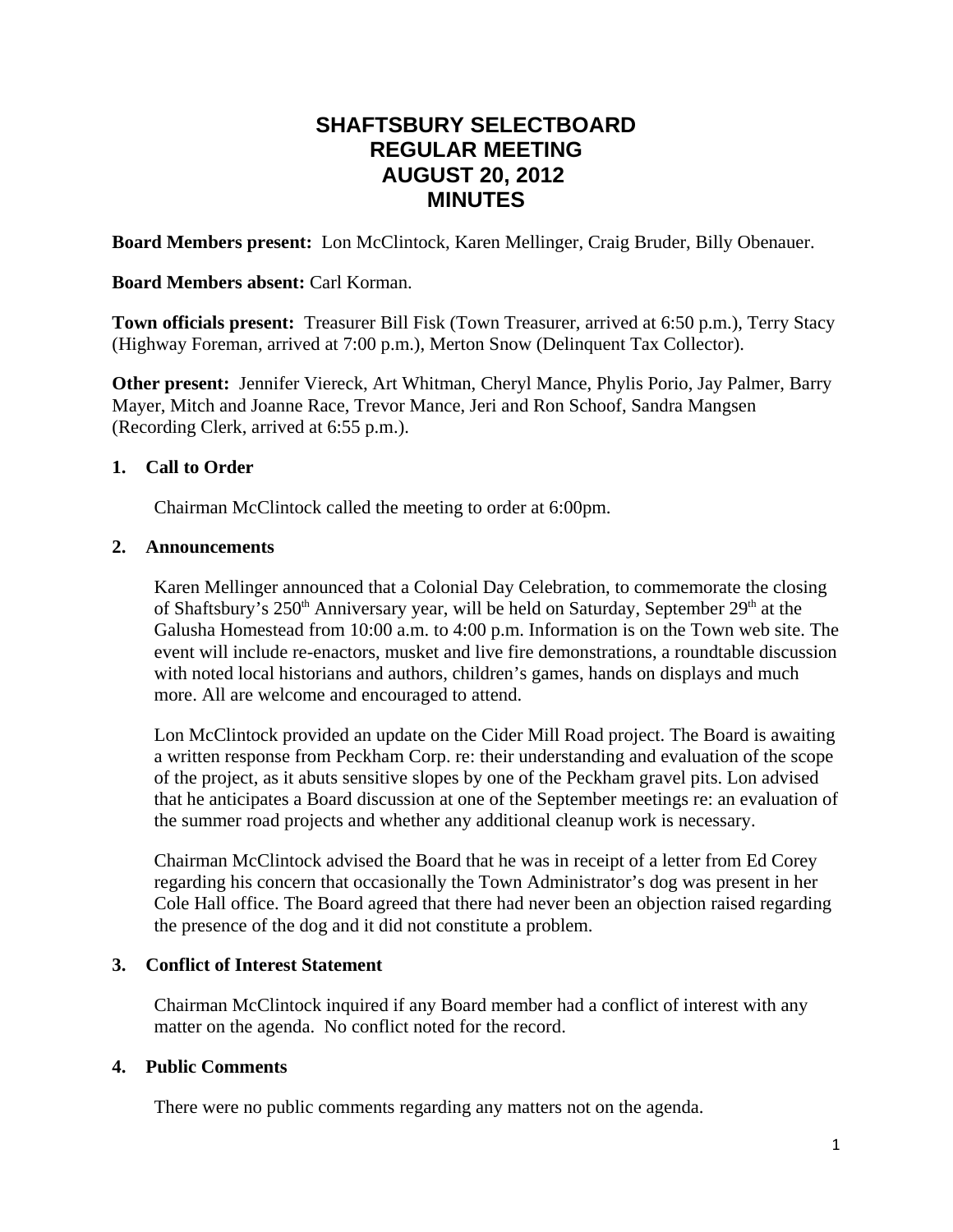# SHAFTSBURY SELECTBOARD
# REGULAR MEETING
# AUGUST 20, 2012
# MINUTES

**Board Members present:** Lon McClintock, Karen Mellinger, Craig Bruder, Billy Obenauer.

**Board Members absent:** Carl Korman.

**Town officials present:** Treasurer Bill Fisk (Town Treasurer, arrived at 6:50 p.m.), Terry Stacy (Highway Foreman, arrived at 7:00 p.m.), Merton Snow (Delinquent Tax Collector).

**Other present:** Jennifer Viereck, Art Whitman, Cheryl Mance, Phylis Porio, Jay Palmer, Barry Mayer, Mitch and Joanne Race, Trevor Mance, Jeri and Ron Schoof, Sandra Mangsen (Recording Clerk, arrived at 6:55 p.m.).

**1. Call to Order**

Chairman McClintock called the meeting to order at 6:00pm.

**2. Announcements**

Karen Mellinger announced that a Colonial Day Celebration, to commemorate the closing of Shaftsbury's 250th Anniversary year, will be held on Saturday, September 29th at the Galusha Homestead from 10:00 a.m. to 4:00 p.m. Information is on the Town web site. The event will include re-enactors, musket and live fire demonstrations, a roundtable discussion with noted local historians and authors, children's games, hands on displays and much more. All are welcome and encouraged to attend.

Lon McClintock provided an update on the Cider Mill Road project. The Board is awaiting a written response from Peckham Corp. re: their understanding and evaluation of the scope of the project, as it abuts sensitive slopes by one of the Peckham gravel pits. Lon advised that he anticipates a Board discussion at one of the September meetings re: an evaluation of the summer road projects and whether any additional cleanup work is necessary.

Chairman McClintock advised the Board that he was in receipt of a letter from Ed Corey regarding his concern that occasionally the Town Administrator's dog was present in her Cole Hall office. The Board agreed that there had never been an objection raised regarding the presence of the dog and it did not constitute a problem.

**3. Conflict of Interest Statement**

Chairman McClintock inquired if any Board member had a conflict of interest with any matter on the agenda. No conflict noted for the record.

**4. Public Comments**

There were no public comments regarding any matters not on the agenda.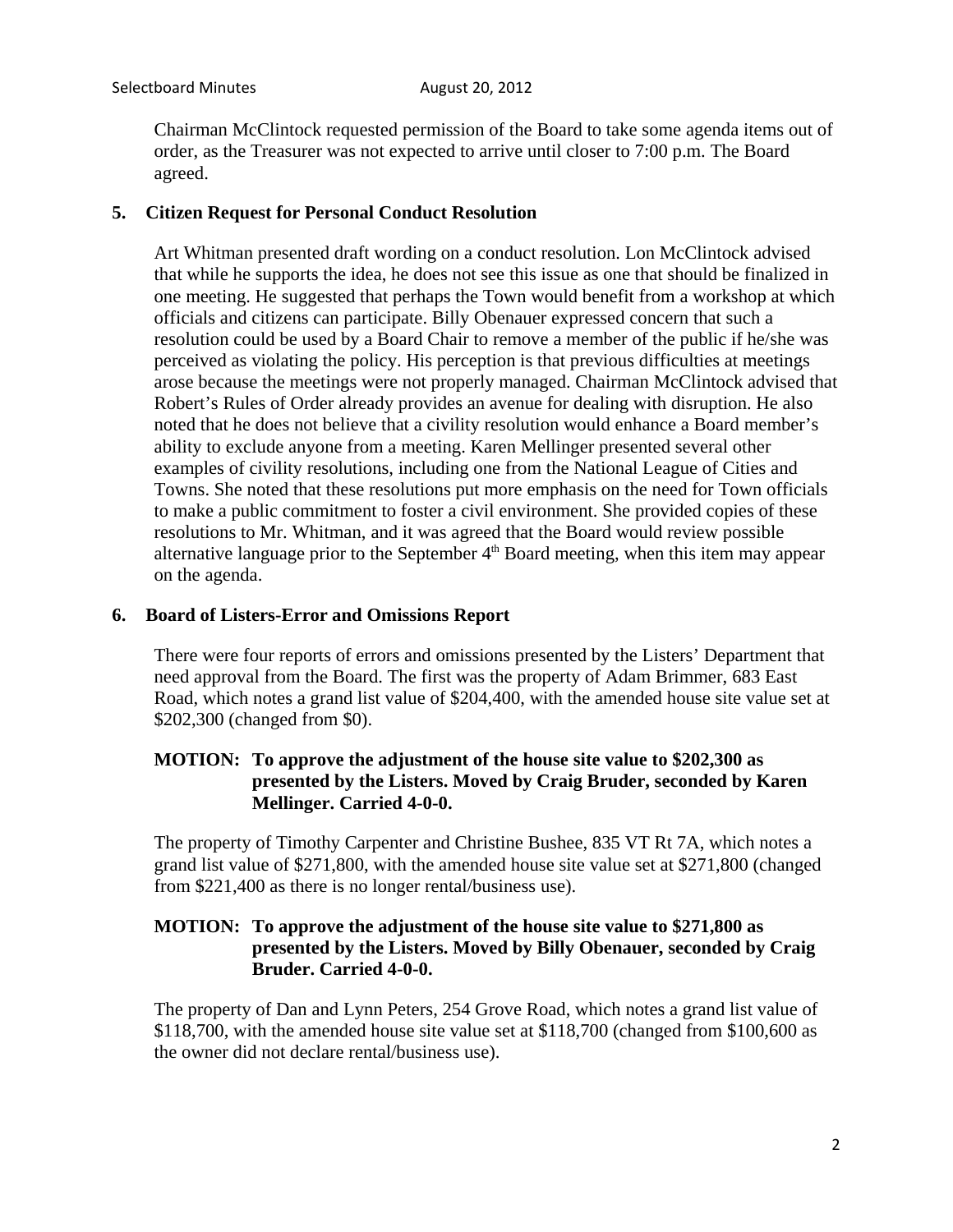Chairman McClintock requested permission of the Board to take some agenda items out of order, as the Treasurer was not expected to arrive until closer to 7:00 p.m. The Board agreed.

### 5. Citizen Request for Personal Conduct Resolution

Art Whitman presented draft wording on a conduct resolution. Lon McClintock advised that while he supports the idea, he does not see this issue as one that should be finalized in one meeting. He suggested that perhaps the Town would benefit from a workshop at which officials and citizens can participate. Billy Obenauer expressed concern that such a resolution could be used by a Board Chair to remove a member of the public if he/she was perceived as violating the policy. His perception is that previous difficulties at meetings arose because the meetings were not properly managed. Chairman McClintock advised that Robert's Rules of Order already provides an avenue for dealing with disruption. He also noted that he does not believe that a civility resolution would enhance a Board member's ability to exclude anyone from a meeting. Karen Mellinger presented several other examples of civility resolutions, including one from the National League of Cities and Towns. She noted that these resolutions put more emphasis on the need for Town officials to make a public commitment to foster a civil environment. She provided copies of these resolutions to Mr. Whitman, and it was agreed that the Board would review possible alternative language prior to the September 4th Board meeting, when this item may appear on the agenda.

### 6. Board of Listers-Error and Omissions Report

There were four reports of errors and omissions presented by the Listers' Department that need approval from the Board. The first was the property of Adam Brimmer, 683 East Road, which notes a grand list value of $204,400, with the amended house site value set at $202,300 (changed from $0).

**MOTION: To approve the adjustment of the house site value to $202,300 as presented by the Listers. Moved by Craig Bruder, seconded by Karen Mellinger. Carried 4-0-0.**

The property of Timothy Carpenter and Christine Bushee, 835 VT Rt 7A, which notes a grand list value of $271,800, with the amended house site value set at $271,800 (changed from $221,400 as there is no longer rental/business use).

**MOTION: To approve the adjustment of the house site value to $271,800 as presented by the Listers. Moved by Billy Obenauer, seconded by Craig Bruder. Carried 4-0-0.**

The property of Dan and Lynn Peters, 254 Grove Road, which notes a grand list value of $118,700, with the amended house site value set at $118,700 (changed from $100,600 as the owner did not declare rental/business use).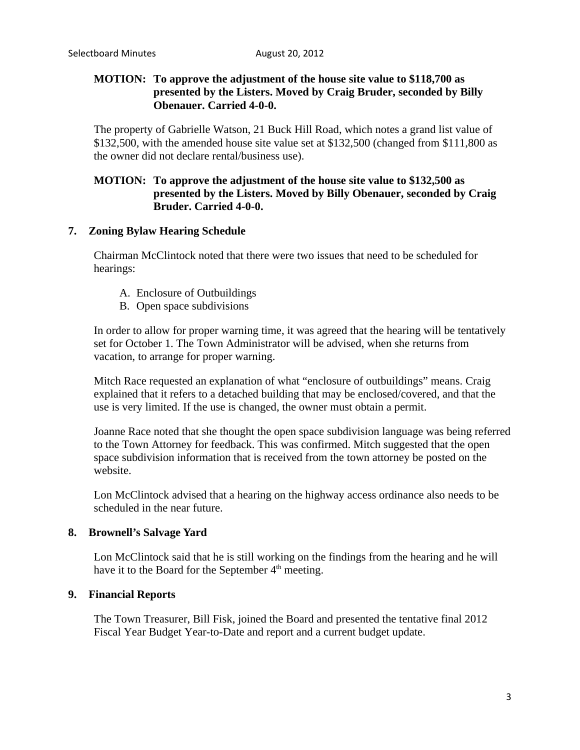**MOTION: To approve the adjustment of the house site value to $118,700 as presented by the Listers. Moved by Craig Bruder, seconded by Billy Obenauer. Carried 4-0-0.**

The property of Gabrielle Watson, 21 Buck Hill Road, which notes a grand list value of $132,500, with the amended house site value set at $132,500 (changed from $111,800 as the owner did not declare rental/business use).

**MOTION: To approve the adjustment of the house site value to $132,500 as presented by the Listers. Moved by Billy Obenauer, seconded by Craig Bruder. Carried 4-0-0.**

## 7. Zoning Bylaw Hearing Schedule

Chairman McClintock noted that there were two issues that need to be scheduled for hearings:

A. Enclosure of Outbuildings
B. Open space subdivisions

In order to allow for proper warning time, it was agreed that the hearing will be tentatively set for October 1. The Town Administrator will be advised, when she returns from vacation, to arrange for proper warning.

Mitch Race requested an explanation of what "enclosure of outbuildings" means. Craig explained that it refers to a detached building that may be enclosed/covered, and that the use is very limited. If the use is changed, the owner must obtain a permit.

Joanne Race noted that she thought the open space subdivision language was being referred to the Town Attorney for feedback. This was confirmed. Mitch suggested that the open space subdivision information that is received from the town attorney be posted on the website.

Lon McClintock advised that a hearing on the highway access ordinance also needs to be scheduled in the near future.

## 8. Brownell's Salvage Yard

Lon McClintock said that he is still working on the findings from the hearing and he will have it to the Board for the September 4th meeting.

## 9. Financial Reports

The Town Treasurer, Bill Fisk, joined the Board and presented the tentative final 2012 Fiscal Year Budget Year-to-Date and report and a current budget update.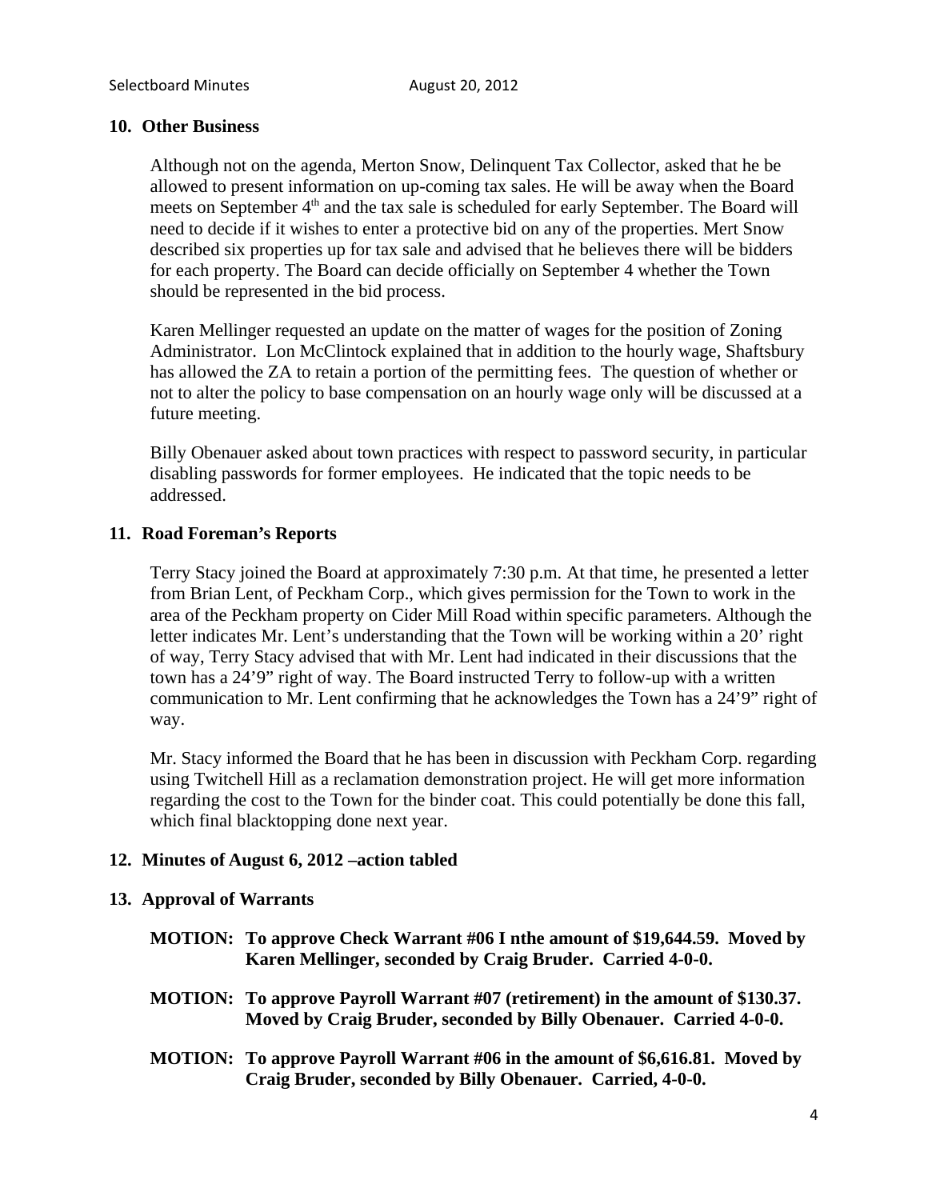**10. Other Business**

Although not on the agenda, Merton Snow, Delinquent Tax Collector, asked that he be allowed to present information on up-coming tax sales. He will be away when the Board meets on September 4th and the tax sale is scheduled for early September. The Board will need to decide if it wishes to enter a protective bid on any of the properties. Mert Snow described six properties up for tax sale and advised that he believes there will be bidders for each property. The Board can decide officially on September 4 whether the Town should be represented in the bid process.

Karen Mellinger requested an update on the matter of wages for the position of Zoning Administrator. Lon McClintock explained that in addition to the hourly wage, Shaftsbury has allowed the ZA to retain a portion of the permitting fees. The question of whether or not to alter the policy to base compensation on an hourly wage only will be discussed at a future meeting.

Billy Obenauer asked about town practices with respect to password security, in particular disabling passwords for former employees. He indicated that the topic needs to be addressed.

**11. Road Foreman's Reports**

Terry Stacy joined the Board at approximately 7:30 p.m. At that time, he presented a letter from Brian Lent, of Peckham Corp., which gives permission for the Town to work in the area of the Peckham property on Cider Mill Road within specific parameters. Although the letter indicates Mr. Lent's understanding that the Town will be working within a 20' right of way, Terry Stacy advised that with Mr. Lent had indicated in their discussions that the town has a 24'9" right of way. The Board instructed Terry to follow-up with a written communication to Mr. Lent confirming that he acknowledges the Town has a 24'9" right of way.

Mr. Stacy informed the Board that he has been in discussion with Peckham Corp. regarding using Twitchell Hill as a reclamation demonstration project. He will get more information regarding the cost to the Town for the binder coat. This could potentially be done this fall, which final blacktopping done next year.

**12. Minutes of August 6, 2012 –action tabled**

**13. Approval of Warrants**

**MOTION: To approve Check Warrant #06 I nthe amount of $19,644.59. Moved by Karen Mellinger, seconded by Craig Bruder. Carried 4-0-0.**

**MOTION: To approve Payroll Warrant #07 (retirement) in the amount of $130.37. Moved by Craig Bruder, seconded by Billy Obenauer. Carried 4-0-0.**

**MOTION: To approve Payroll Warrant #06 in the amount of $6,616.81. Moved by Craig Bruder, seconded by Billy Obenauer. Carried, 4-0-0.**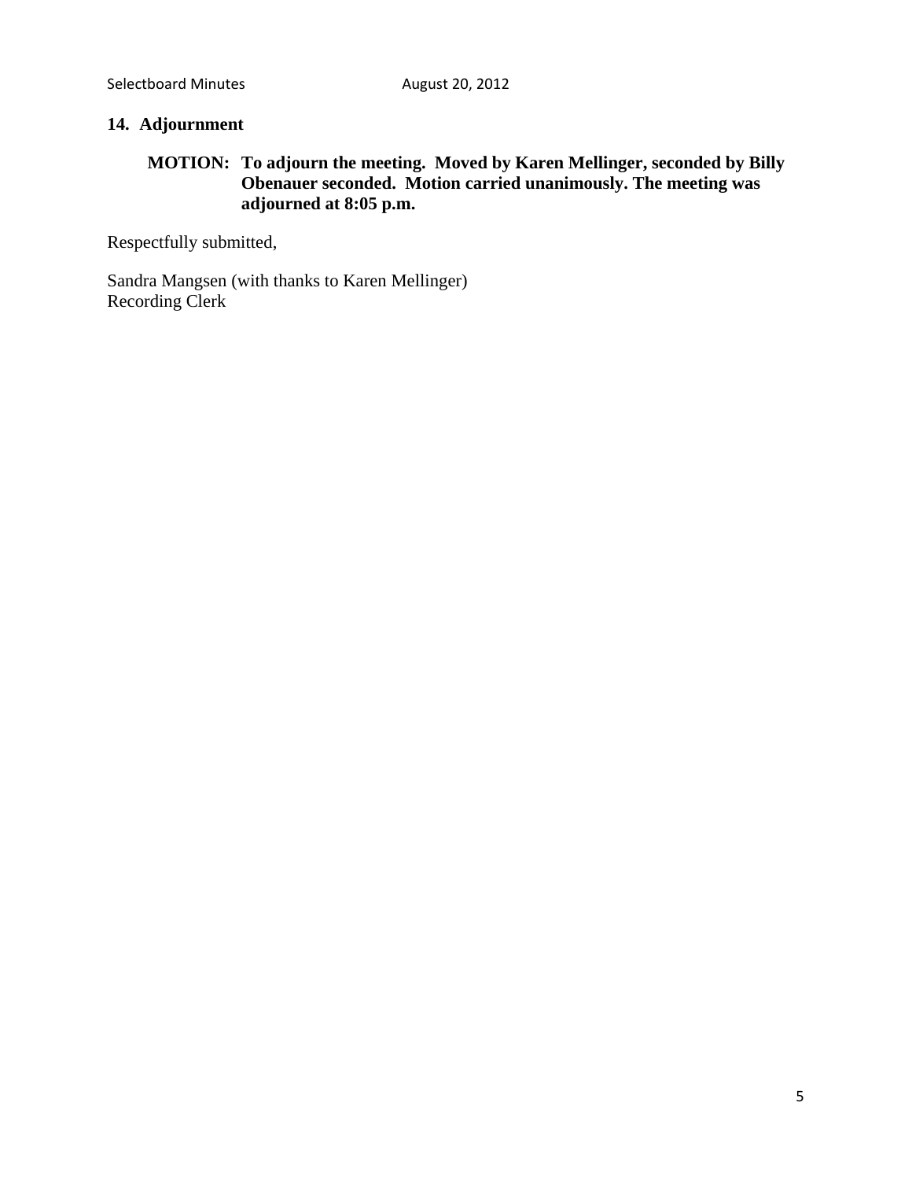## 14. Adjournment

**MOTION: To adjourn the meeting. Moved by Karen Mellinger, seconded by Billy Obenauer seconded. Motion carried unanimously. The meeting was adjourned at 8:05 p.m.**

Respectfully submitted,

Sandra Mangsen (with thanks to Karen Mellinger)
Recording Clerk